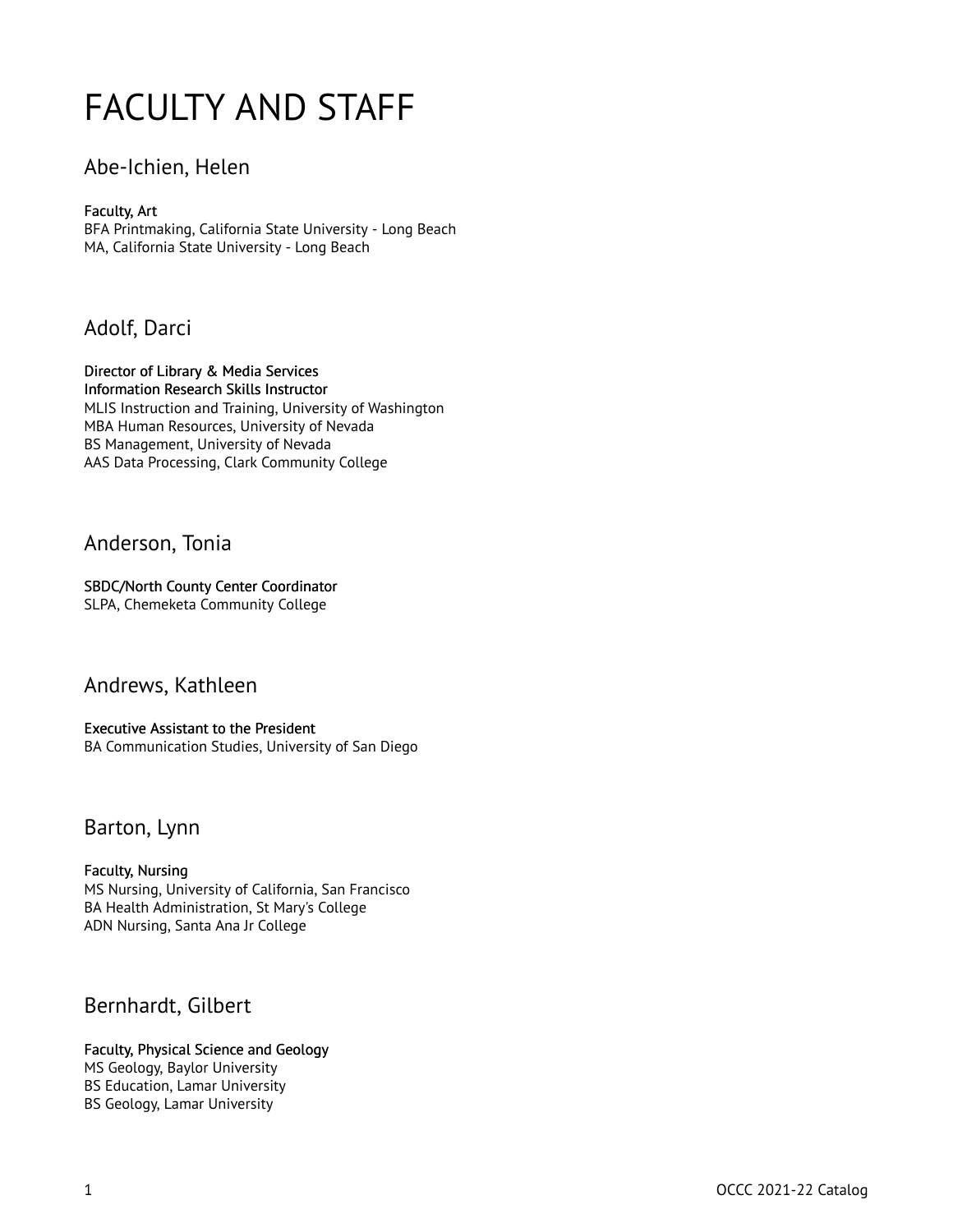# FACULTY AND STAFF

## Abe-Ichien, Helen

**Faculty, Art**
BFA Printmaking, California State University - Long Beach
MA, California State University - Long Beach

## Adolf, Darci

**Director of Library & Media Services**
**Information Research Skills Instructor**
MLIS Instruction and Training, University of Washington
MBA Human Resources, University of Nevada
BS Management, University of Nevada
AAS Data Processing, Clark Community College

## Anderson, Tonia

**SBDC/North County Center Coordinator**
SLPA, Chemeketa Community College

## Andrews, Kathleen

**Executive Assistant to the President**
BA Communication Studies, University of San Diego

## Barton, Lynn

**Faculty, Nursing**
MS Nursing, University of California, San Francisco
BA Health Administration, St Mary's College
ADN Nursing, Santa Ana Jr College

## Bernhardt, Gilbert

**Faculty, Physical Science and Geology**
MS Geology, Baylor University
BS Education, Lamar University
BS Geology, Lamar University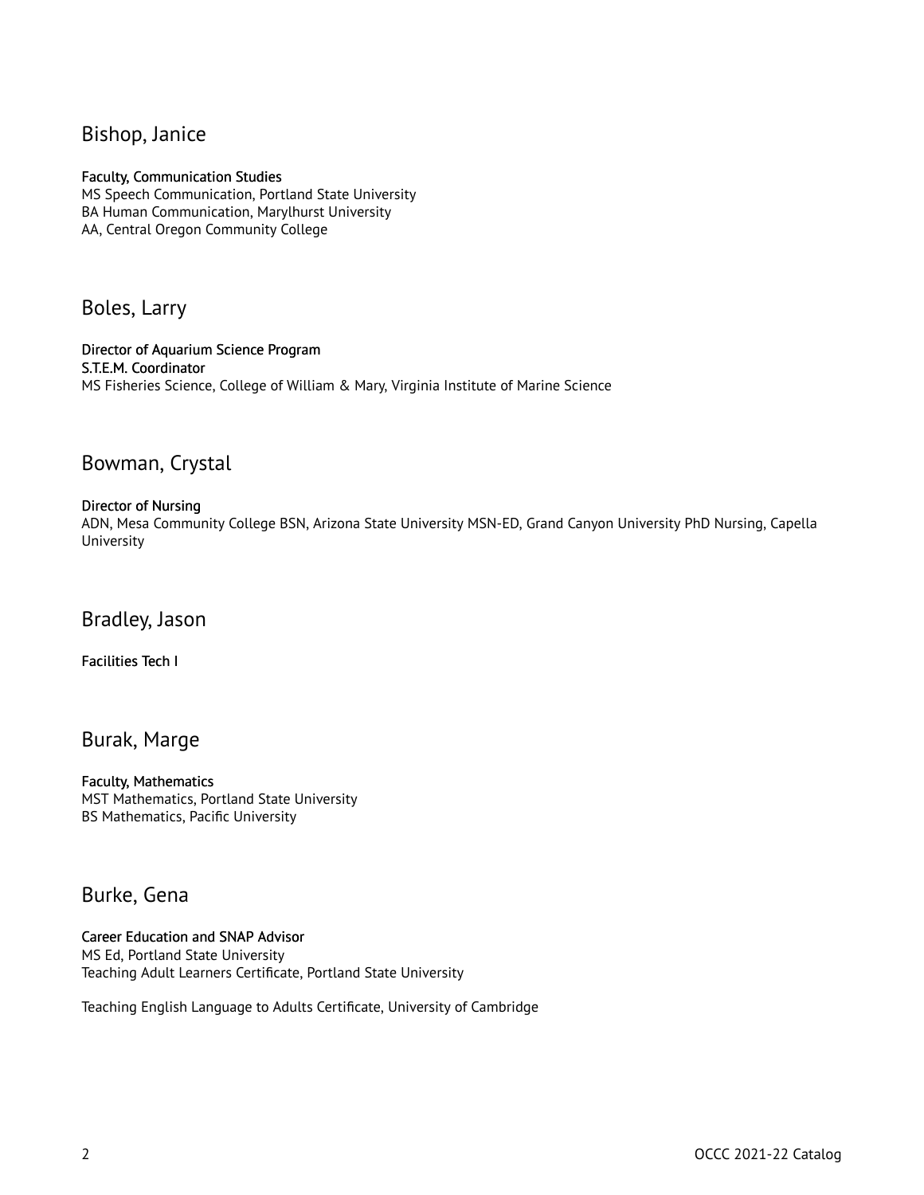## Bishop, Janice

**Faculty, Communication Studies**
MS Speech Communication, Portland State University
BA Human Communication, Marylhurst University
AA, Central Oregon Community College

## Boles, Larry

**Director of Aquarium Science Program**
**S.T.E.M. Coordinator**
MS Fisheries Science, College of William & Mary, Virginia Institute of Marine Science

## Bowman, Crystal

**Director of Nursing**
ADN, Mesa Community College BSN, Arizona State University MSN-ED, Grand Canyon University PhD Nursing, Capella University

## Bradley, Jason

**Facilities Tech I**

## Burak, Marge

**Faculty, Mathematics**
MST Mathematics, Portland State University
BS Mathematics, Pacific University

## Burke, Gena

**Career Education and SNAP Advisor**
MS Ed, Portland State University
Teaching Adult Learners Certificate, Portland State University

Teaching English Language to Adults Certificate, University of Cambridge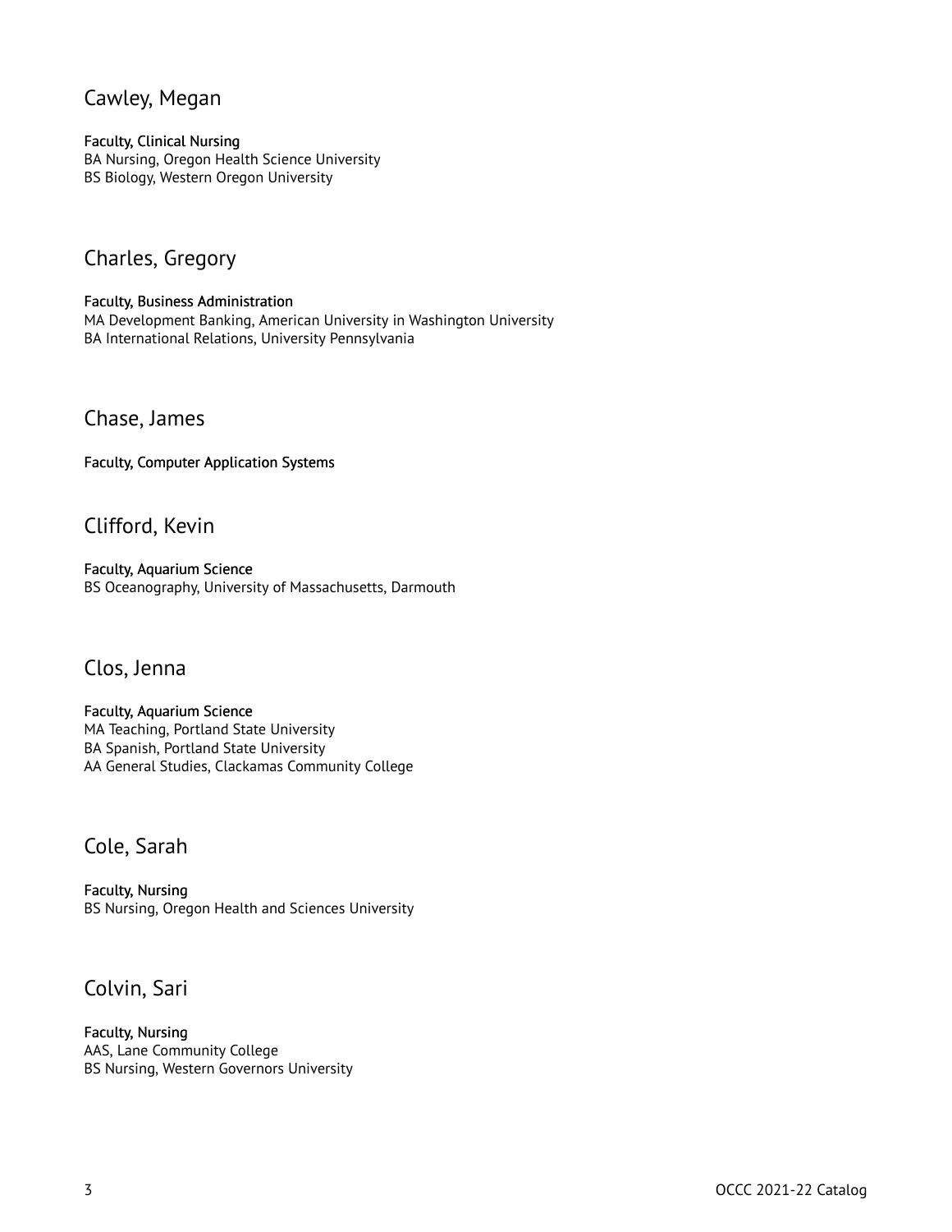## Cawley, Megan

**Faculty, Clinical Nursing**
BA Nursing, Oregon Health Science University
BS Biology, Western Oregon University

## Charles, Gregory

**Faculty, Business Administration**
MA Development Banking, American University in Washington University
BA International Relations, University Pennsylvania

## Chase, James

**Faculty, Computer Application Systems**

## Clifford, Kevin

**Faculty, Aquarium Science**
BS Oceanography, University of Massachusetts, Darmouth

## Clos, Jenna

**Faculty, Aquarium Science**
MA Teaching, Portland State University
BA Spanish, Portland State University
AA General Studies, Clackamas Community College

## Cole, Sarah

**Faculty, Nursing**
BS Nursing, Oregon Health and Sciences University

## Colvin, Sari

**Faculty, Nursing**
AAS, Lane Community College
BS Nursing, Western Governors University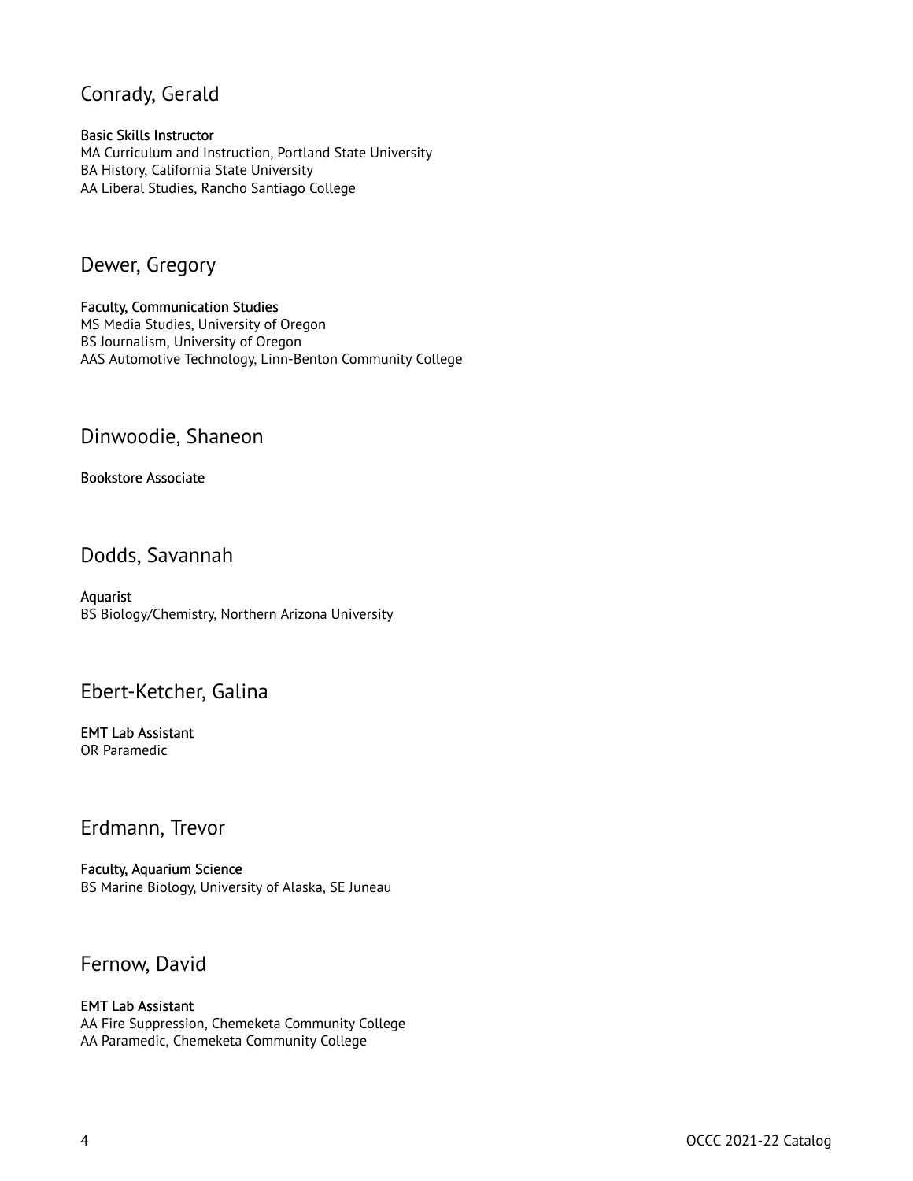## Conrady, Gerald

**Basic Skills Instructor**
MA Curriculum and Instruction, Portland State University
BA History, California State University
AA Liberal Studies, Rancho Santiago College

## Dewer, Gregory

**Faculty, Communication Studies**
MS Media Studies, University of Oregon
BS Journalism, University of Oregon
AAS Automotive Technology, Linn-Benton Community College

## Dinwoodie, Shaneon

**Bookstore Associate**

## Dodds, Savannah

**Aquarist**
BS Biology/Chemistry, Northern Arizona University

## Ebert-Ketcher, Galina

**EMT Lab Assistant**
OR Paramedic

## Erdmann, Trevor

**Faculty, Aquarium Science**
BS Marine Biology, University of Alaska, SE Juneau

## Fernow, David

**EMT Lab Assistant**
AA Fire Suppression, Chemeketa Community College
AA Paramedic, Chemeketa Community College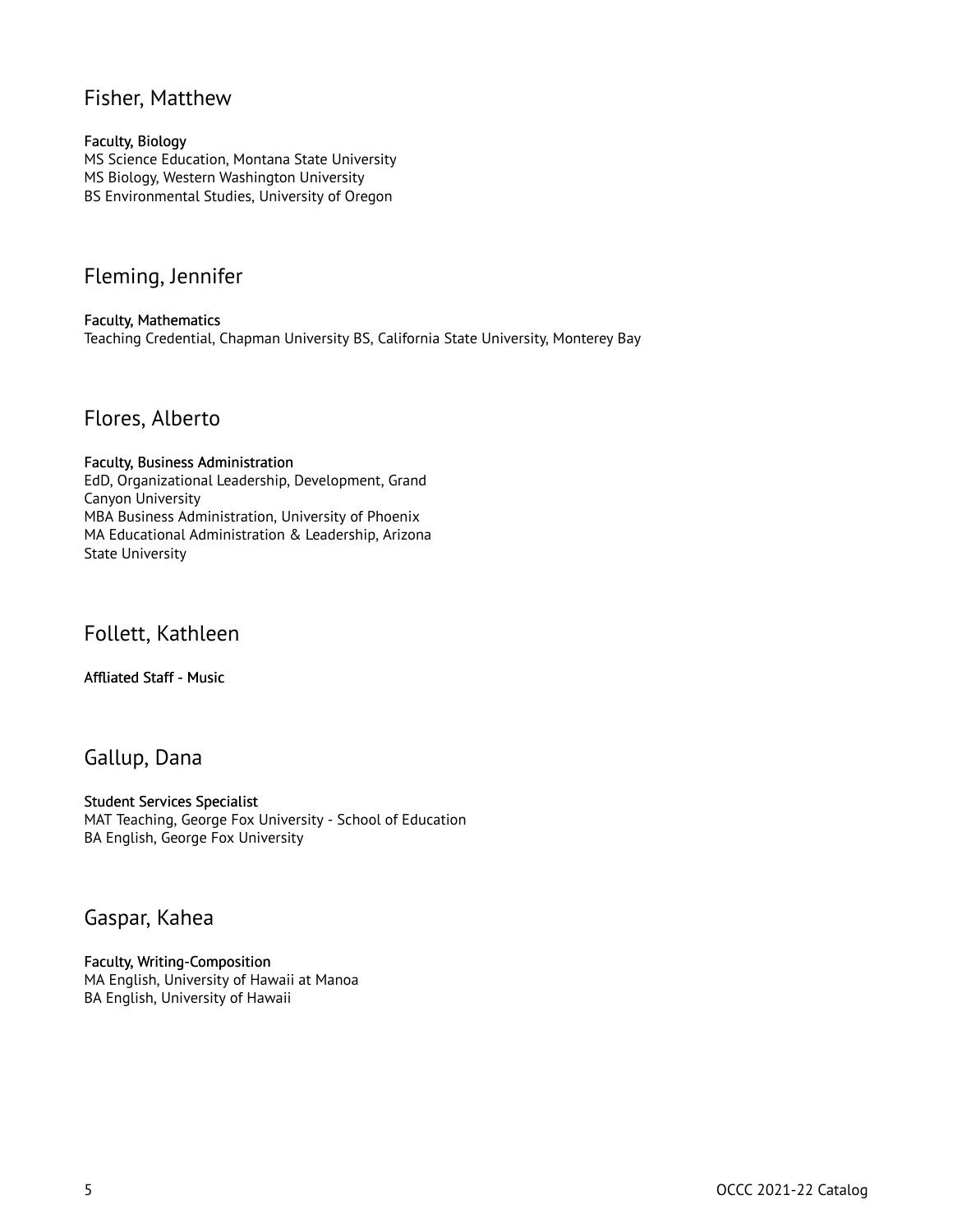## Fisher, Matthew

**Faculty, Biology**
MS Science Education, Montana State University
MS Biology, Western Washington University
BS Environmental Studies, University of Oregon

## Fleming, Jennifer

**Faculty, Mathematics**
Teaching Credential, Chapman University BS, California State University, Monterey Bay

## Flores, Alberto

**Faculty, Business Administration**
EdD, Organizational Leadership, Development, Grand Canyon University
MBA Business Administration, University of Phoenix
MA Educational Administration & Leadership, Arizona State University

## Follett, Kathleen

**Affliated Staff - Music**

## Gallup, Dana

**Student Services Specialist**
MAT Teaching, George Fox University - School of Education
BA English, George Fox University

## Gaspar, Kahea

**Faculty, Writing-Composition**
MA English, University of Hawaii at Manoa
BA English, University of Hawaii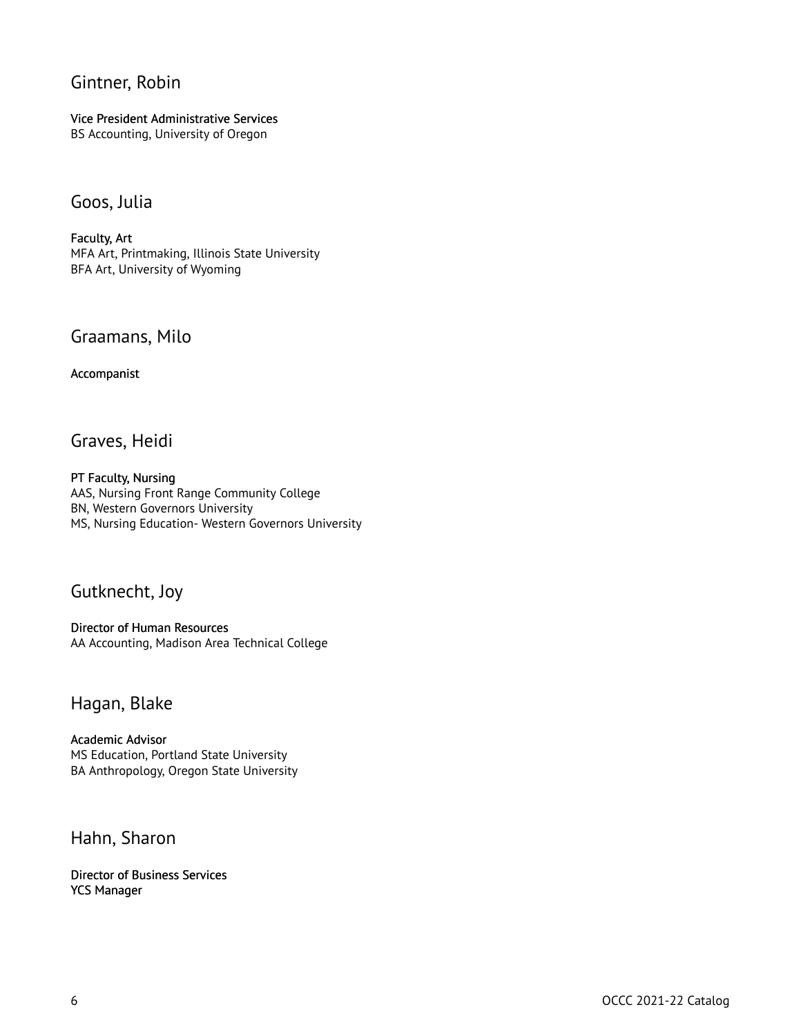## Gintner, Robin

**Vice President Administrative Services**
BS Accounting, University of Oregon

## Goos, Julia

**Faculty, Art**
MFA Art, Printmaking, Illinois State University
BFA Art, University of Wyoming

## Graamans, Milo

**Accompanist**

## Graves, Heidi

**PT Faculty, Nursing**
AAS, Nursing Front Range Community College
BN, Western Governors University
MS, Nursing Education- Western Governors University

## Gutknecht, Joy

**Director of Human Resources**
AA Accounting, Madison Area Technical College

## Hagan, Blake

**Academic Advisor**
MS Education, Portland State University
BA Anthropology, Oregon State University

## Hahn, Sharon

**Director of Business Services**
**YCS Manager**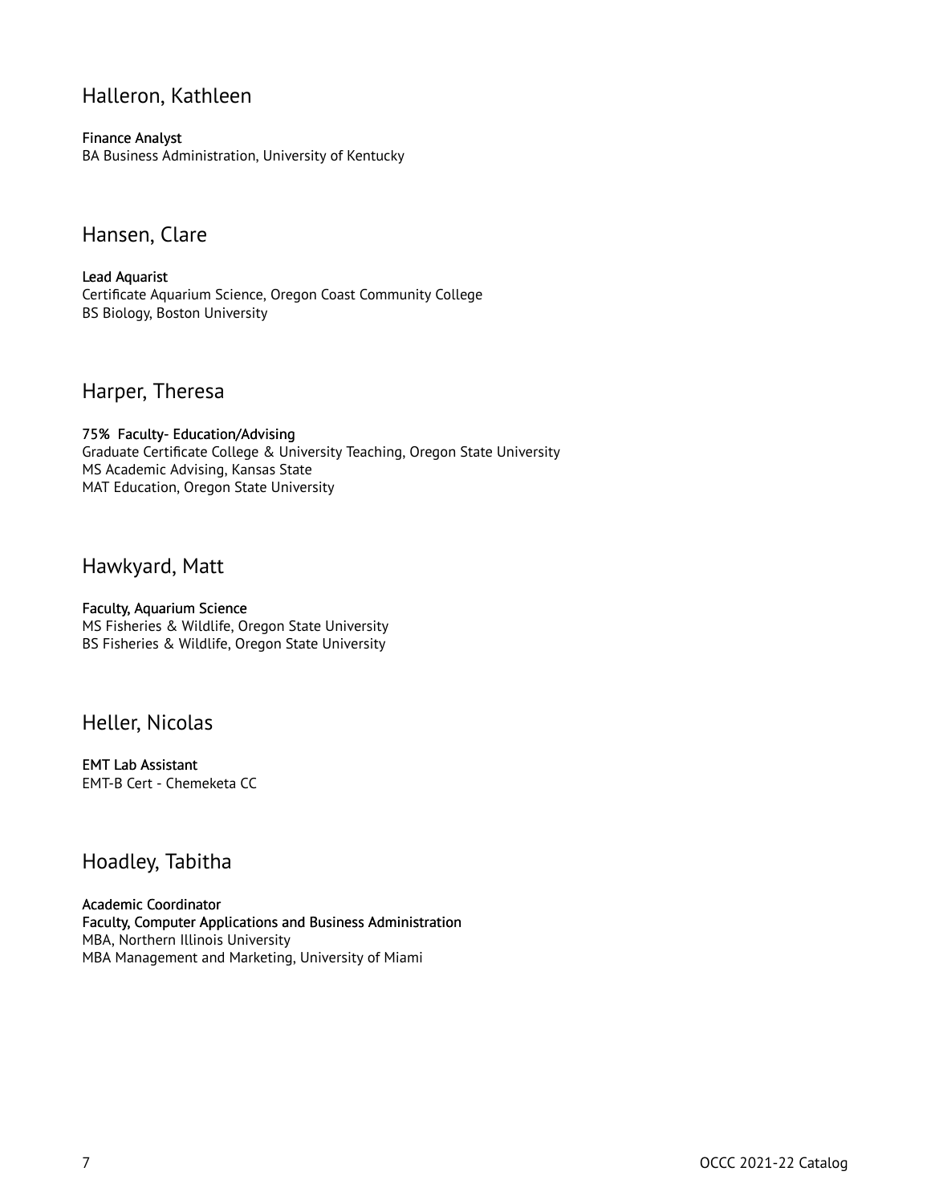## Halleron, Kathleen

**Finance Analyst**
BA Business Administration, University of Kentucky

## Hansen, Clare

**Lead Aquarist**
Certificate Aquarium Science, Oregon Coast Community College
BS Biology, Boston University

## Harper, Theresa

**75% Faculty- Education/Advising**
Graduate Certificate College & University Teaching, Oregon State University
MS Academic Advising, Kansas State
MAT Education, Oregon State University

## Hawkyard, Matt

**Faculty, Aquarium Science**
MS Fisheries & Wildlife, Oregon State University
BS Fisheries & Wildlife, Oregon State University

## Heller, Nicolas

**EMT Lab Assistant**
EMT-B Cert - Chemeketa CC

## Hoadley, Tabitha

**Academic Coordinator**
**Faculty, Computer Applications and Business Administration**
MBA, Northern Illinois University
MBA Management and Marketing, University of Miami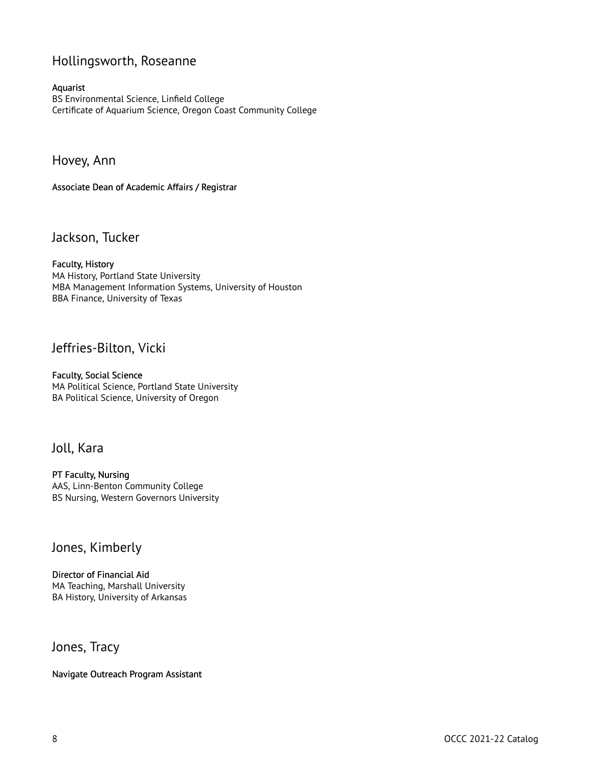## Hollingsworth, Roseanne

**Aquarist**
BS Environmental Science, Linfield College
Certificate of Aquarium Science, Oregon Coast Community College

## Hovey, Ann

**Associate Dean of Academic Affairs / Registrar**

## Jackson, Tucker

**Faculty, History**
MA History, Portland State University
MBA Management Information Systems, University of Houston
BBA Finance, University of Texas

## Jeffries-Bilton, Vicki

**Faculty, Social Science**
MA Political Science, Portland State University
BA Political Science, University of Oregon

## Joll, Kara

**PT Faculty, Nursing**
AAS, Linn-Benton Community College
BS Nursing, Western Governors University

## Jones, Kimberly

**Director of Financial Aid**
MA Teaching, Marshall University
BA History, University of Arkansas

## Jones, Tracy

**Navigate Outreach Program Assistant**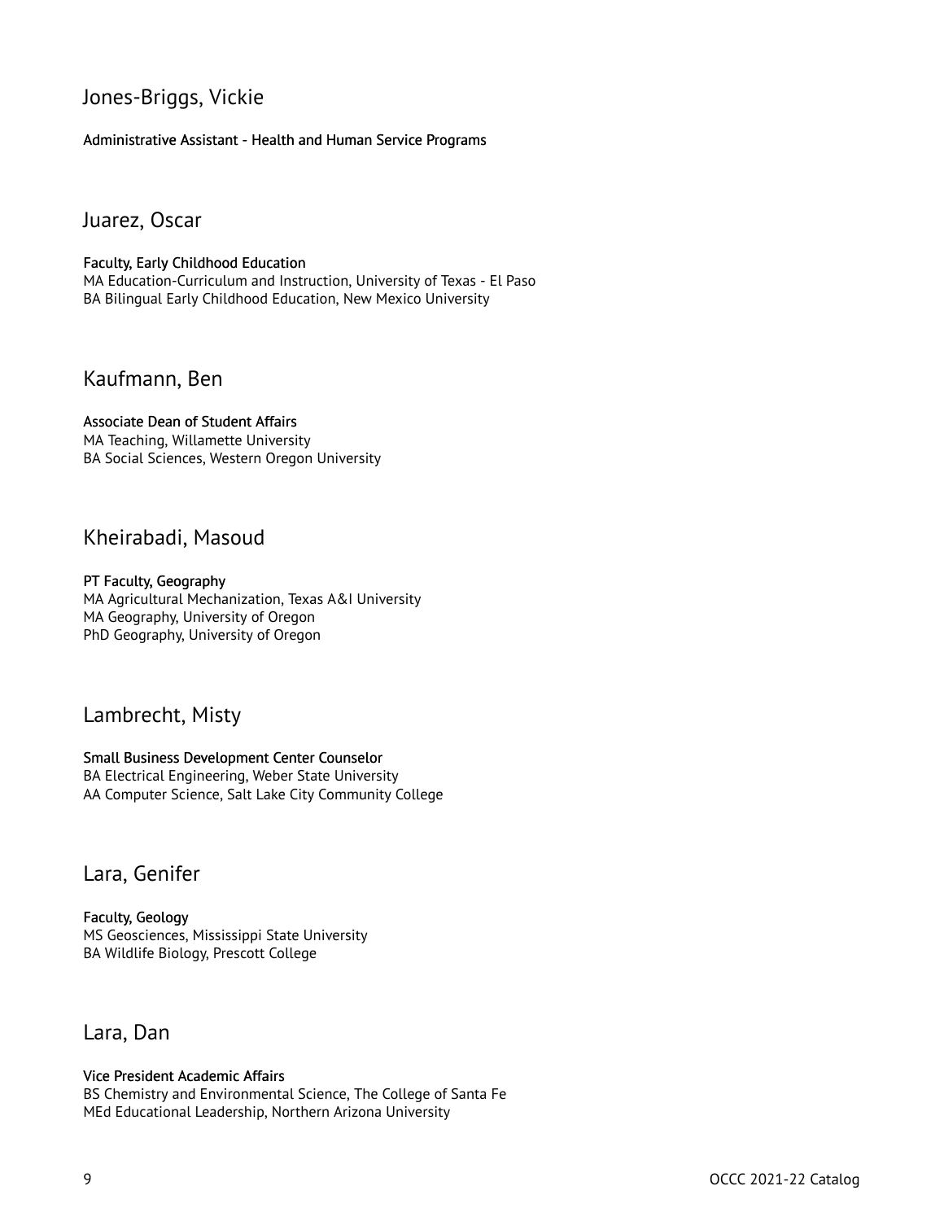## Jones-Briggs, Vickie

**Administrative Assistant - Health and Human Service Programs**

## Juarez, Oscar

**Faculty, Early Childhood Education**
MA Education-Curriculum and Instruction, University of Texas - El Paso
BA Bilingual Early Childhood Education, New Mexico University

## Kaufmann, Ben

**Associate Dean of Student Affairs**
MA Teaching, Willamette University
BA Social Sciences, Western Oregon University

## Kheirabadi, Masoud

**PT Faculty, Geography**
MA Agricultural Mechanization, Texas A&I University
MA Geography, University of Oregon
PhD Geography, University of Oregon

## Lambrecht, Misty

**Small Business Development Center Counselor**
BA Electrical Engineering, Weber State University
AA Computer Science, Salt Lake City Community College

## Lara, Genifer

**Faculty, Geology**
MS Geosciences, Mississippi State University
BA Wildlife Biology, Prescott College

## Lara, Dan

**Vice President Academic Affairs**
BS Chemistry and Environmental Science, The College of Santa Fe
MEd Educational Leadership, Northern Arizona University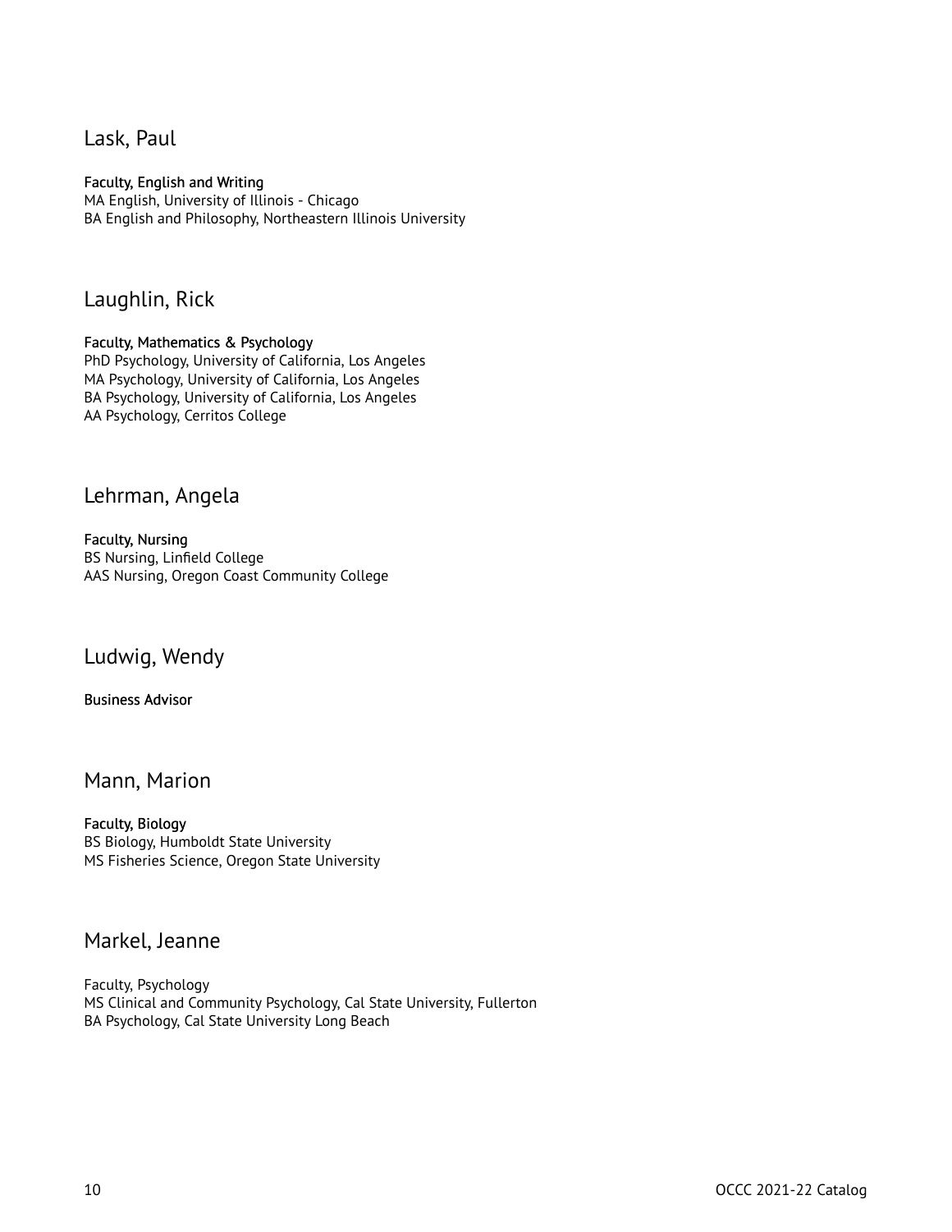## Lask, Paul

**Faculty, English and Writing**
MA English, University of Illinois - Chicago
BA English and Philosophy, Northeastern Illinois University

## Laughlin, Rick

**Faculty, Mathematics & Psychology**
PhD Psychology, University of California, Los Angeles
MA Psychology, University of California, Los Angeles
BA Psychology, University of California, Los Angeles
AA Psychology, Cerritos College

## Lehrman, Angela

**Faculty, Nursing**
BS Nursing, Linfield College
AAS Nursing, Oregon Coast Community College

## Ludwig, Wendy

**Business Advisor**

## Mann, Marion

**Faculty, Biology**
BS Biology, Humboldt State University
MS Fisheries Science, Oregon State University

## Markel, Jeanne

Faculty, Psychology
MS Clinical and Community Psychology, Cal State University, Fullerton
BA Psychology, Cal State University Long Beach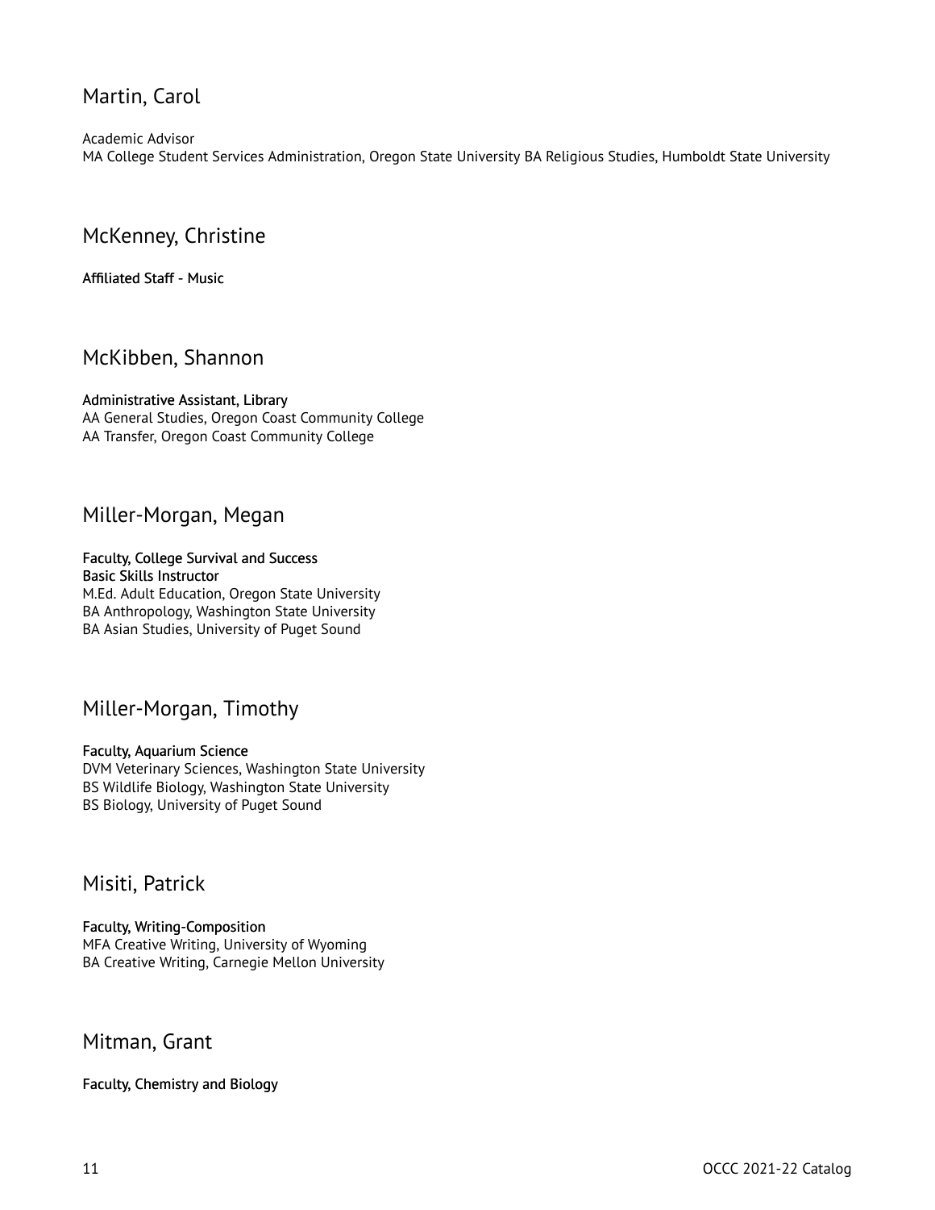## Martin, Carol

Academic Advisor
MA College Student Services Administration, Oregon State University BA Religious Studies, Humboldt State University

## McKenney, Christine

**Affiliated Staff - Music**

## McKibben, Shannon

**Administrative Assistant, Library**
AA General Studies, Oregon Coast Community College
AA Transfer, Oregon Coast Community College

## Miller-Morgan, Megan

**Faculty, College Survival and Success**
**Basic Skills Instructor**
M.Ed. Adult Education, Oregon State University
BA Anthropology, Washington State University
BA Asian Studies, University of Puget Sound

## Miller-Morgan, Timothy

**Faculty, Aquarium Science**
DVM Veterinary Sciences, Washington State University
BS Wildlife Biology, Washington State University
BS Biology, University of Puget Sound

## Misiti, Patrick

**Faculty, Writing-Composition**
MFA Creative Writing, University of Wyoming
BA Creative Writing, Carnegie Mellon University

## Mitman, Grant

**Faculty, Chemistry and Biology**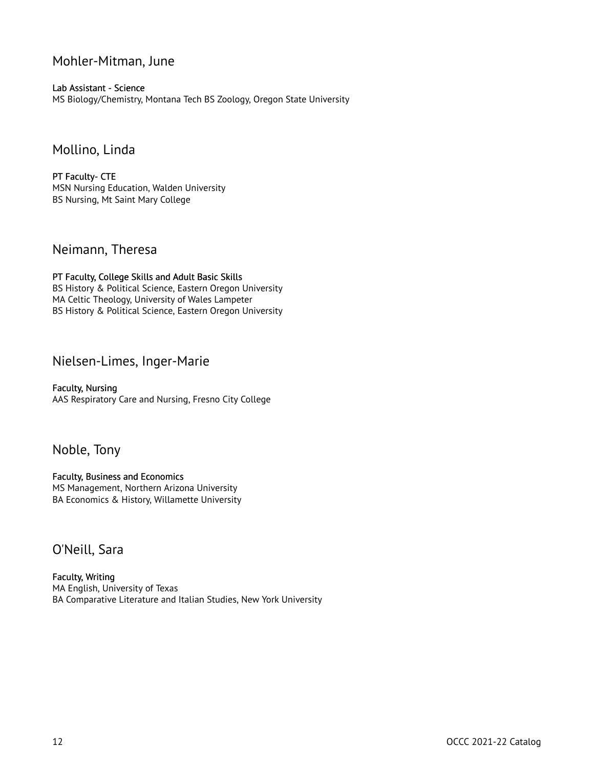## Mohler-Mitman, June

**Lab Assistant - Science**
MS Biology/Chemistry, Montana Tech BS Zoology, Oregon State University

## Mollino, Linda

**PT Faculty- CTE**
MSN Nursing Education, Walden University
BS Nursing, Mt Saint Mary College

## Neimann, Theresa

**PT Faculty, College Skills and Adult Basic Skills**
BS History & Political Science, Eastern Oregon University
MA Celtic Theology, University of Wales Lampeter
BS History & Political Science, Eastern Oregon University

## Nielsen-Limes, Inger-Marie

**Faculty, Nursing**
AAS Respiratory Care and Nursing, Fresno City College

## Noble, Tony

**Faculty, Business and Economics**
MS Management, Northern Arizona University
BA Economics & History, Willamette University

## O'Neill, Sara

**Faculty, Writing**
MA English, University of Texas
BA Comparative Literature and Italian Studies, New York University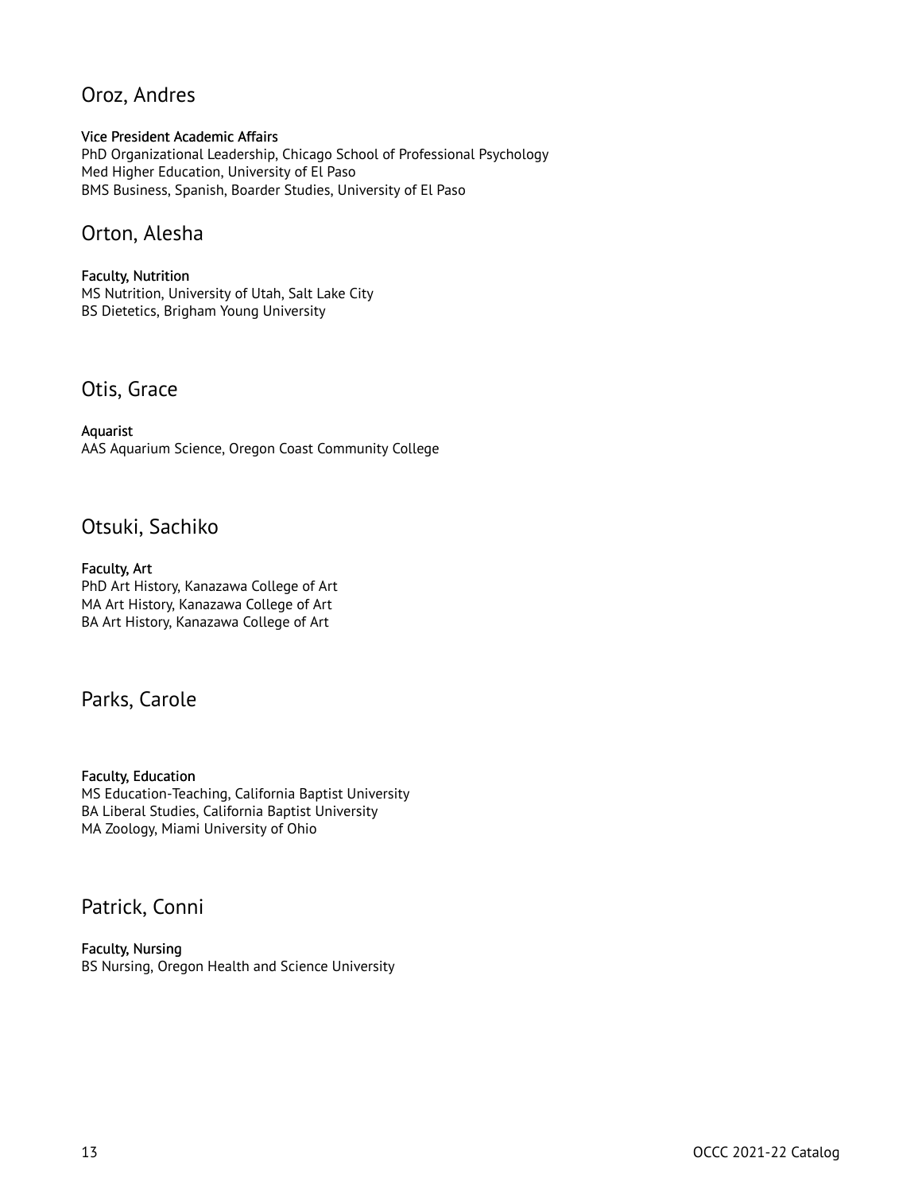## Oroz, Andres

**Vice President Academic Affairs**
PhD Organizational Leadership, Chicago School of Professional Psychology
Med Higher Education, University of El Paso
BMS Business, Spanish, Boarder Studies, University of El Paso

## Orton, Alesha

**Faculty, Nutrition**
MS Nutrition, University of Utah, Salt Lake City
BS Dietetics, Brigham Young University

## Otis, Grace

**Aquarist**
AAS Aquarium Science, Oregon Coast Community College

## Otsuki, Sachiko

**Faculty, Art**
PhD Art History, Kanazawa College of Art
MA Art History, Kanazawa College of Art
BA Art History, Kanazawa College of Art

## Parks, Carole

**Faculty, Education**
MS Education-Teaching, California Baptist University
BA Liberal Studies, California Baptist University
MA Zoology, Miami University of Ohio

## Patrick, Conni

**Faculty, Nursing**
BS Nursing, Oregon Health and Science University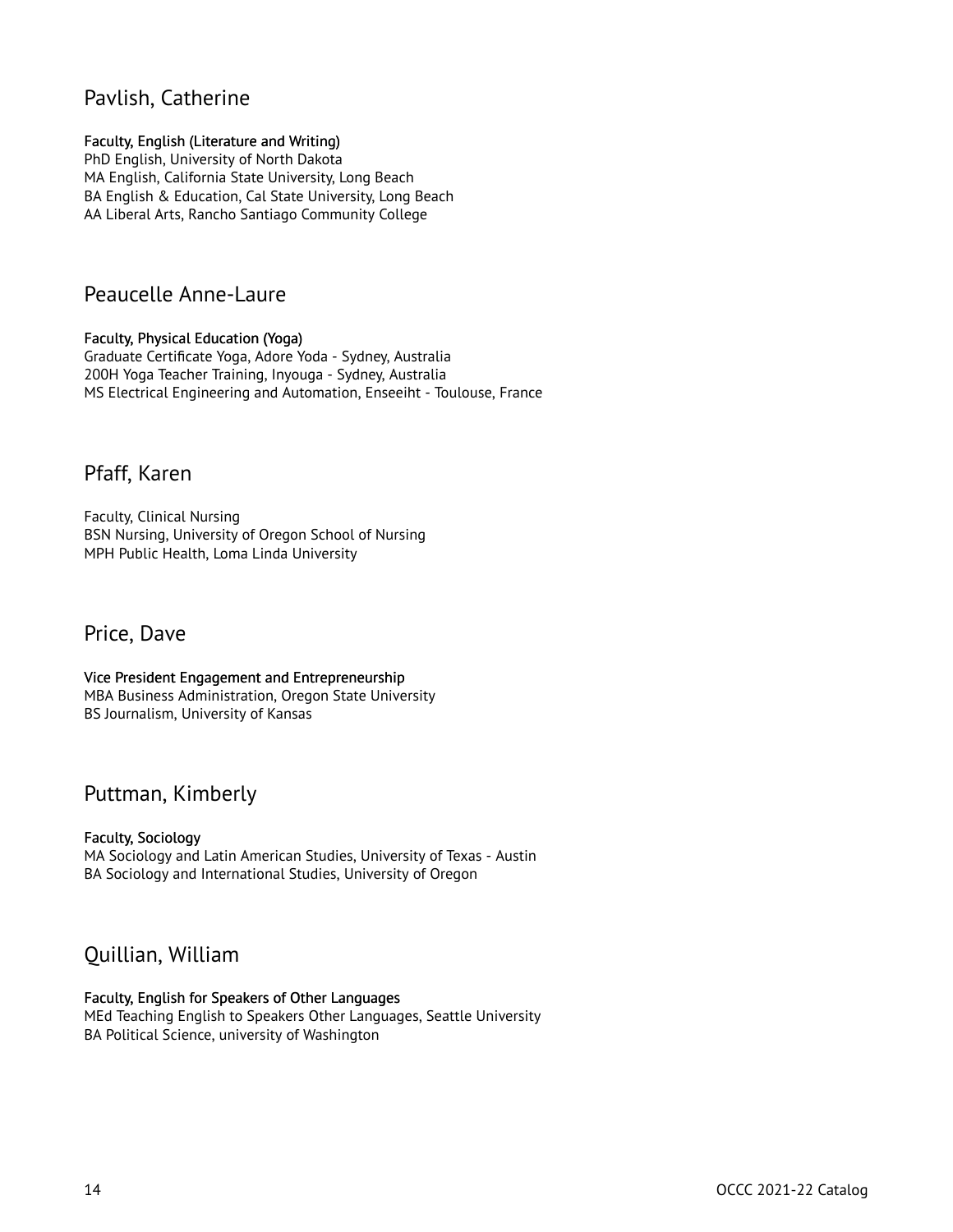## Pavlish, Catherine

**Faculty, English (Literature and Writing)**
PhD English, University of North Dakota
MA English, California State University, Long Beach
BA English & Education, Cal State University, Long Beach
AA Liberal Arts, Rancho Santiago Community College

## Peaucelle Anne-Laure

**Faculty, Physical Education (Yoga)**
Graduate Certificate Yoga, Adore Yoda - Sydney, Australia
200H Yoga Teacher Training, Inyouga - Sydney, Australia
MS Electrical Engineering and Automation, Enseeiht - Toulouse, France

## Pfaff, Karen

Faculty, Clinical Nursing
BSN Nursing, University of Oregon School of Nursing
MPH Public Health, Loma Linda University

## Price, Dave

**Vice President Engagement and Entrepreneurship**
MBA Business Administration, Oregon State University
BS Journalism, University of Kansas

## Puttman, Kimberly

**Faculty, Sociology**
MA Sociology and Latin American Studies, University of Texas - Austin
BA Sociology and International Studies, University of Oregon

## Quillian, William

**Faculty, English for Speakers of Other Languages**
MEd Teaching English to Speakers Other Languages, Seattle University
BA Political Science, university of Washington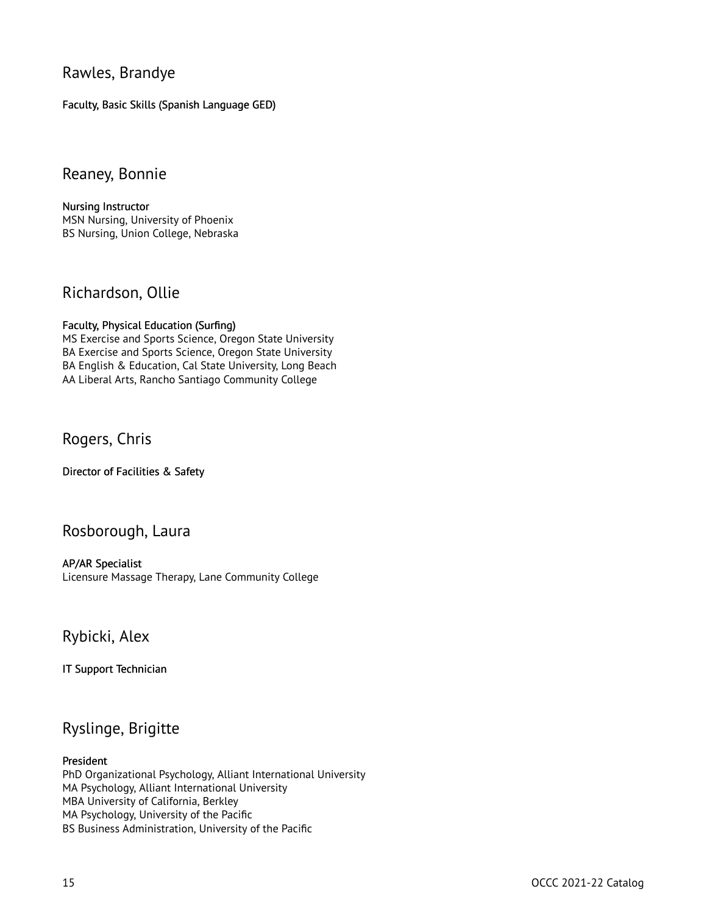## Rawles, Brandye

**Faculty, Basic Skills (Spanish Language GED)**

## Reaney, Bonnie

**Nursing Instructor**
MSN Nursing, University of Phoenix
BS Nursing, Union College, Nebraska

## Richardson, Ollie

**Faculty, Physical Education (Surfing)**
MS Exercise and Sports Science, Oregon State University
BA Exercise and Sports Science, Oregon State University
BA English & Education, Cal State University, Long Beach
AA Liberal Arts, Rancho Santiago Community College

## Rogers, Chris

**Director of Facilities & Safety**

## Rosborough, Laura

**AP/AR Specialist**
Licensure Massage Therapy, Lane Community College

## Rybicki, Alex

**IT Support Technician**

## Ryslinge, Brigitte

**President**
PhD Organizational Psychology, Alliant International University
MA Psychology, Alliant International University
MBA University of California, Berkley
MA Psychology, University of the Pacific
BS Business Administration, University of the Pacific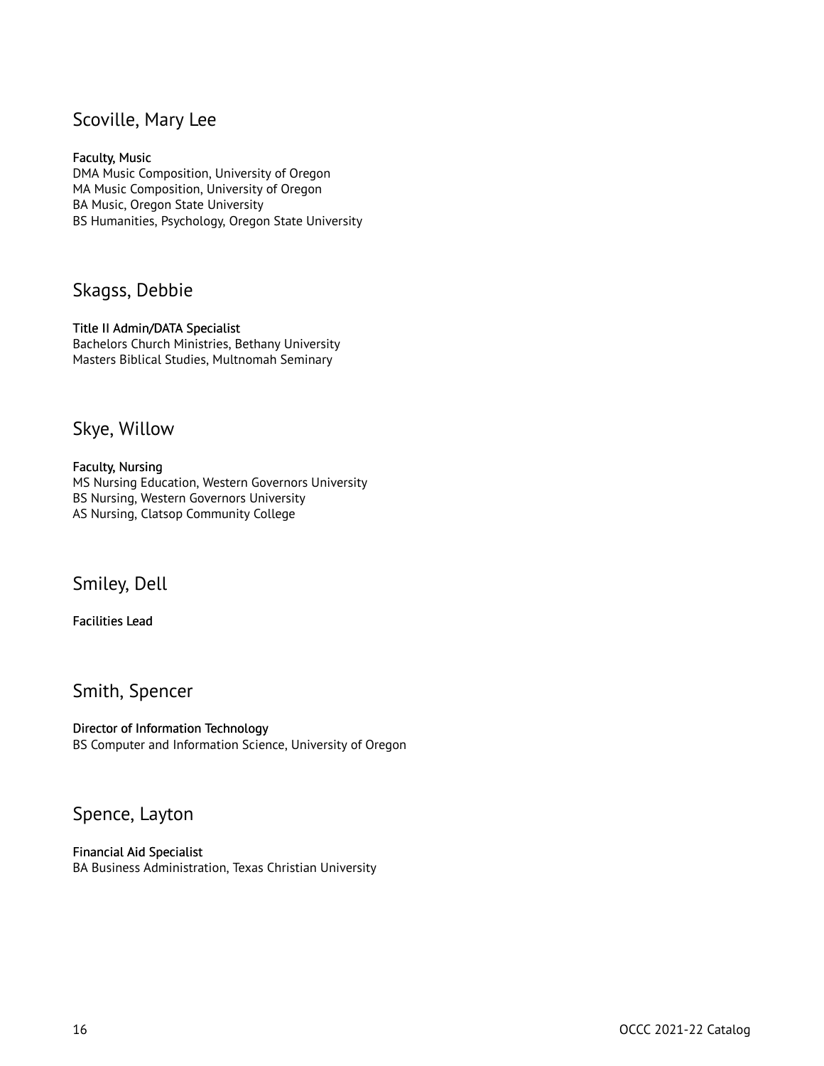## Scoville, Mary Lee

**Faculty, Music**
DMA Music Composition, University of Oregon
MA Music Composition, University of Oregon
BA Music, Oregon State University
BS Humanities, Psychology, Oregon State University

## Skagss, Debbie

**Title II Admin/DATA Specialist**
Bachelors Church Ministries, Bethany University
Masters Biblical Studies, Multnomah Seminary

## Skye, Willow

**Faculty, Nursing**
MS Nursing Education, Western Governors University
BS Nursing, Western Governors University
AS Nursing, Clatsop Community College

## Smiley, Dell

**Facilities Lead**

## Smith, Spencer

**Director of Information Technology**
BS Computer and Information Science, University of Oregon

## Spence, Layton

**Financial Aid Specialist**
BA Business Administration, Texas Christian University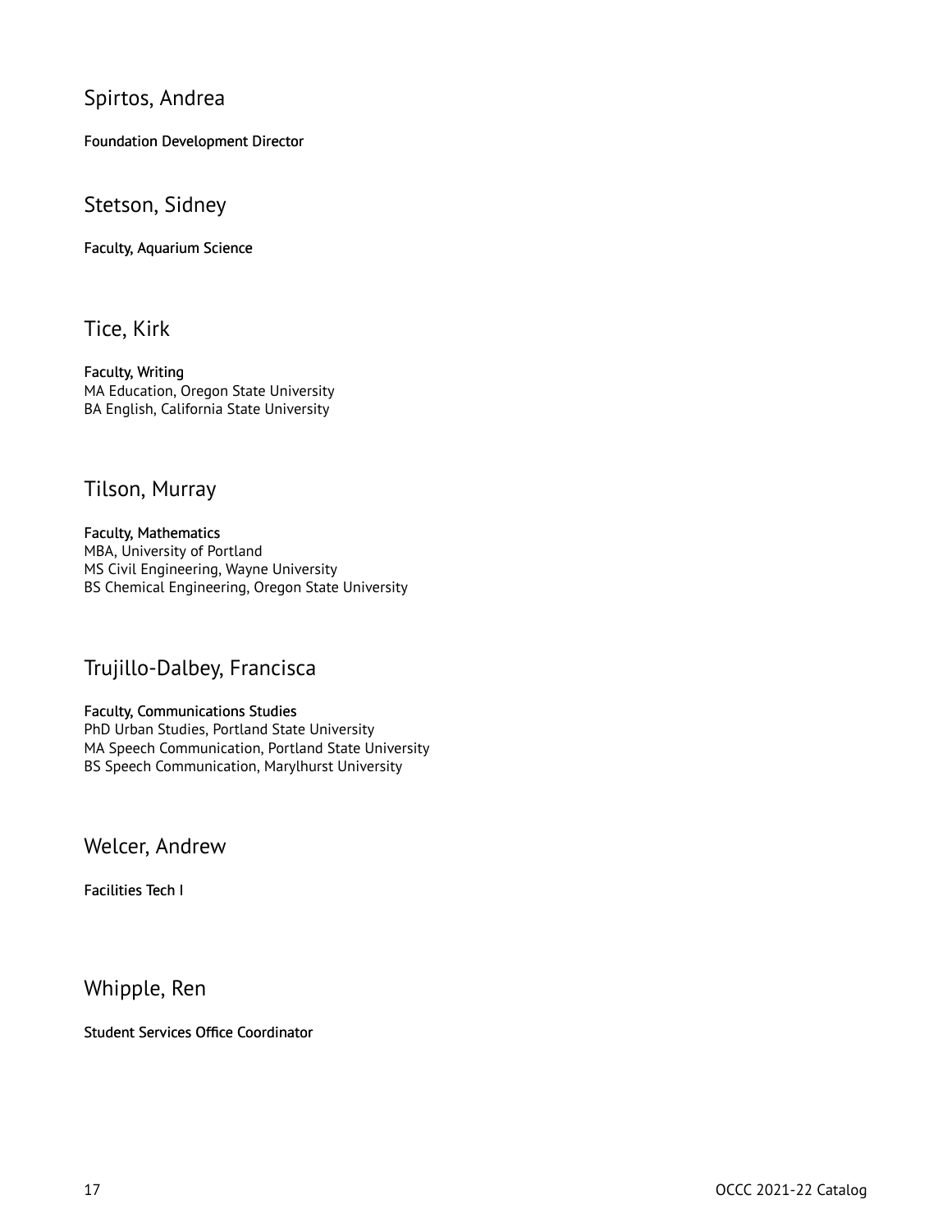## Spirtos, Andrea

**Foundation Development Director**

## Stetson, Sidney

**Faculty, Aquarium Science**

## Tice, Kirk

**Faculty, Writing**
MA Education, Oregon State University
BA English, California State University

## Tilson, Murray

**Faculty, Mathematics**
MBA, University of Portland
MS Civil Engineering, Wayne University
BS Chemical Engineering, Oregon State University

## Trujillo-Dalbey, Francisca

**Faculty, Communications Studies**
PhD Urban Studies, Portland State University
MA Speech Communication, Portland State University
BS Speech Communication, Marylhurst University

## Welcer, Andrew

**Facilities Tech I**

## Whipple, Ren

**Student Services Office Coordinator**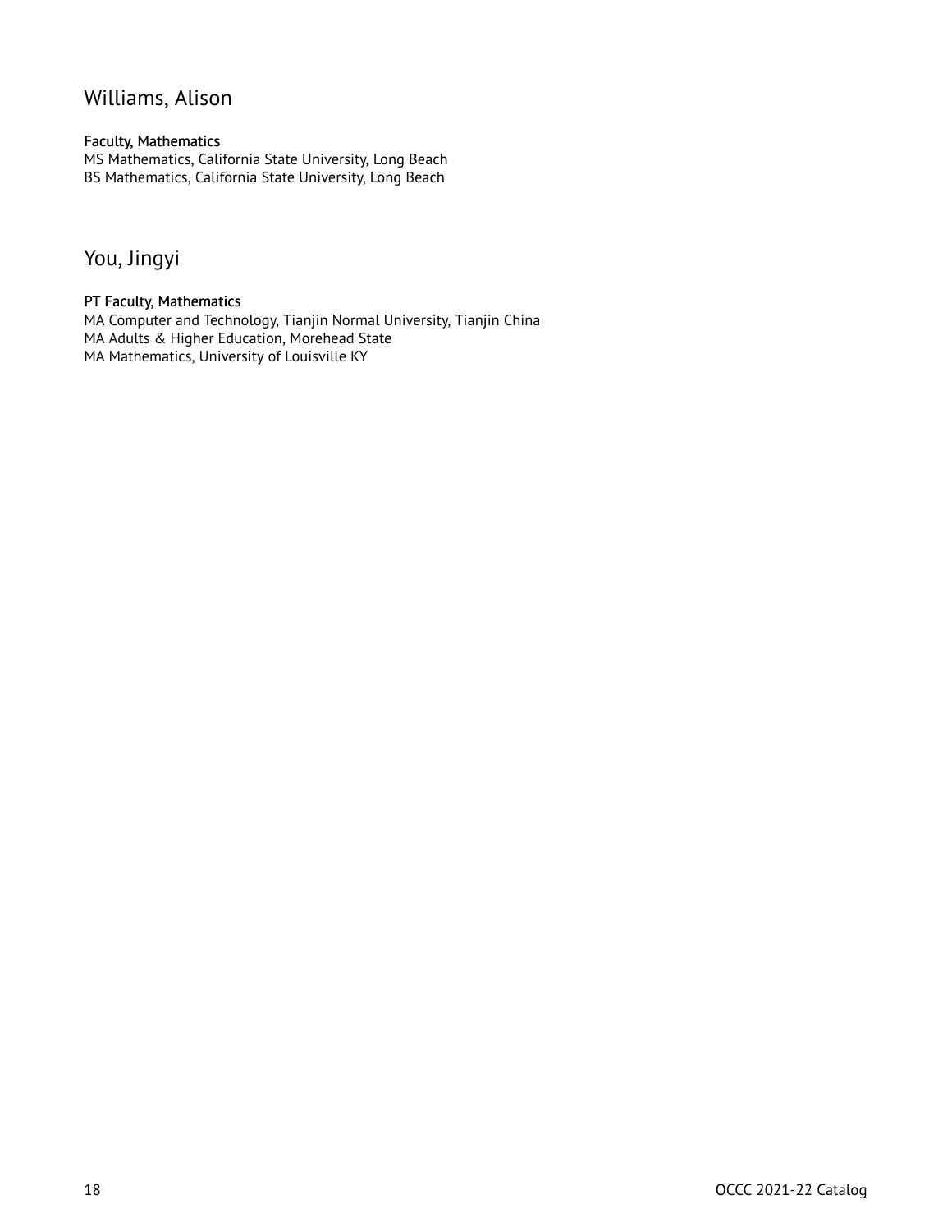## Williams, Alison

**Faculty, Mathematics**
MS Mathematics, California State University, Long Beach
BS Mathematics, California State University, Long Beach

## You, Jingyi

**PT Faculty, Mathematics**
MA Computer and Technology, Tianjin Normal University, Tianjin China
MA Adults & Higher Education, Morehead State
MA Mathematics, University of Louisville KY